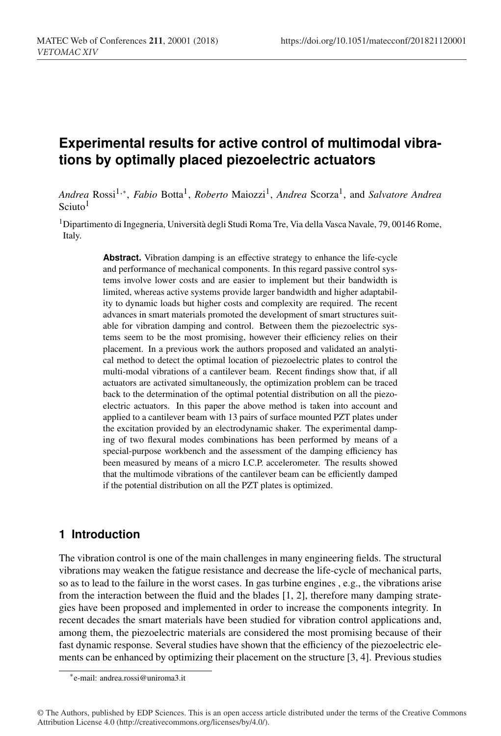# Experimental results for active control of multimodal vibrations by optimally placed piezoelectric actuators

*Andrea* Rossi[1,*], *Fabio* Botta[1], *Roberto* Maiozzi[1], *Andrea* Scorza[1], and *Salvatore Andrea* Sciuto[1]

[1]Dipartimento di Ingegneria, Università degli Studi Roma Tre, Via della Vasca Navale, 79, 00146 Rome, Italy.

**Abstract.** Vibration damping is an effective strategy to enhance the life-cycle and performance of mechanical components. In this regard passive control systems involve lower costs and are easier to implement but their bandwidth is limited, whereas active systems provide larger bandwidth and higher adaptability to dynamic loads but higher costs and complexity are required. The recent advances in smart materials promoted the development of smart structures suitable for vibration damping and control. Between them the piezoelectric systems seem to be the most promising, however their efficiency relies on their placement. In a previous work the authors proposed and validated an analytical method to detect the optimal location of piezoelectric plates to control the multi-modal vibrations of a cantilever beam. Recent findings show that, if all actuators are activated simultaneously, the optimization problem can be traced back to the determination of the optimal potential distribution on all the piezoelectric actuators. In this paper the above method is taken into account and applied to a cantilever beam with 13 pairs of surface mounted PZT plates under the excitation provided by an electrodynamic shaker. The experimental damping of two flexural modes combinations has been performed by means of a special-purpose workbench and the assessment of the damping efficiency has been measured by means of a micro I.C.P. accelerometer. The results showed that the multimode vibrations of the cantilever beam can be efficiently damped if the potential distribution on all the PZT plates is optimized.

## 1 Introduction

The vibration control is one of the main challenges in many engineering fields. The structural vibrations may weaken the fatigue resistance and decrease the life-cycle of mechanical parts, so as to lead to the failure in the worst cases. In gas turbine engines , e.g., the vibrations arise from the interaction between the fluid and the blades [1, 2], therefore many damping strategies have been proposed and implemented in order to increase the components integrity. In recent decades the smart materials have been studied for vibration control applications and, among them, the piezoelectric materials are considered the most promising because of their fast dynamic response. Several studies have shown that the efficiency of the piezoelectric elements can be enhanced by optimizing their placement on the structure [3, 4]. Previous studies

*e-mail: andrea.rossi@uniroma3.it

© The Authors, published by EDP Sciences. This is an open access article distributed under the terms of the Creative Commons Attribution License 4.0 (http://creativecommons.org/licenses/by/4.0/).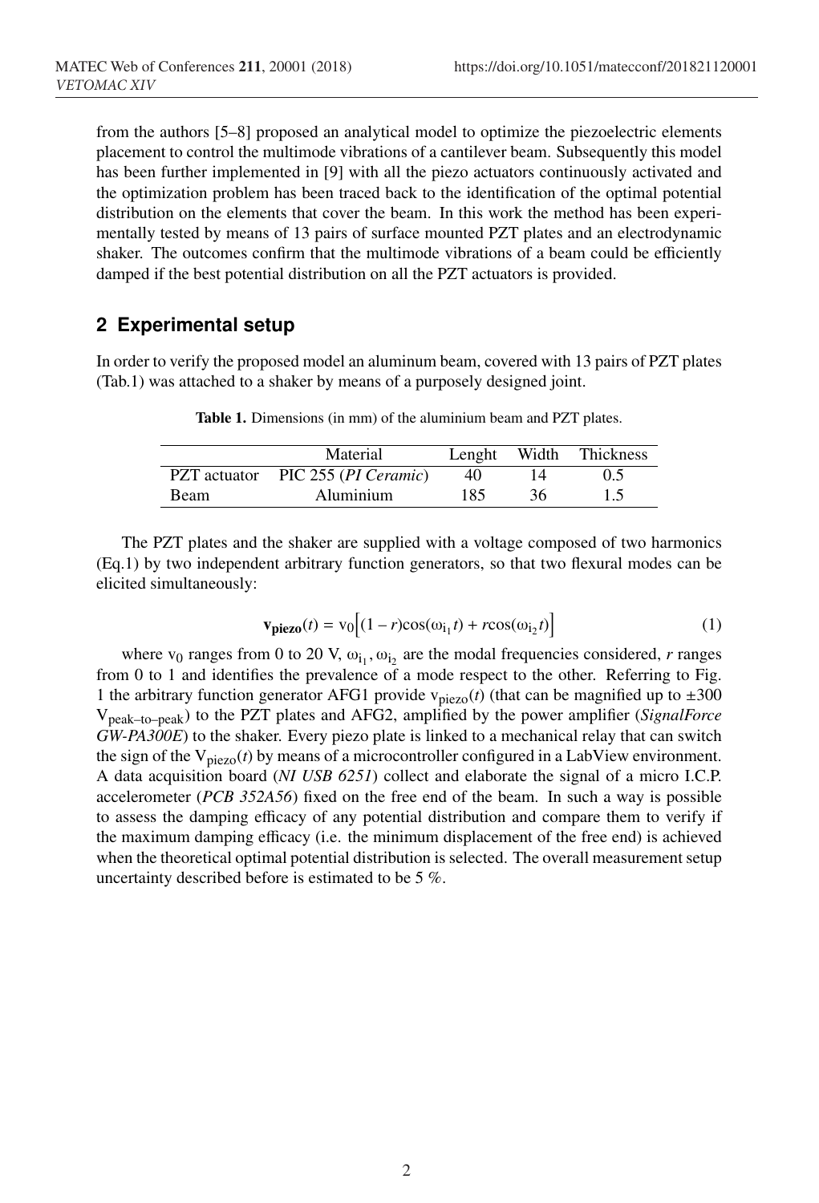from the authors [5–8] proposed an analytical model to optimize the piezoelectric elements placement to control the multimode vibrations of a cantilever beam. Subsequently this model has been further implemented in [9] with all the piezo actuators continuously activated and the optimization problem has been traced back to the identification of the optimal potential distribution on the elements that cover the beam. In this work the method has been experimentally tested by means of 13 pairs of surface mounted PZT plates and an electrodynamic shaker. The outcomes confirm that the multimode vibrations of a beam could be efficiently damped if the best potential distribution on all the PZT actuators is provided.

## 2 Experimental setup

In order to verify the proposed model an aluminum beam, covered with 13 pairs of PZT plates (Tab.1) was attached to a shaker by means of a purposely designed joint.

**Table 1.** Dimensions (in mm) of the aluminium beam and PZT plates.

| | Material | Lenght | Width | Thickness |
|---|---|---|---|---|
| PZT actuator | PIC 255 (*PI Ceramic*) | 40 | 14 | 0.5 |
| Beam | Aluminium | 185 | 36 | 1.5 |

The PZT plates and the shaker are supplied with a voltage composed of two harmonics (Eq.1) by two independent arbitrary function generators, so that two flexural modes can be elicited simultaneously:

$$\mathbf{v_{piezo}}(t) = \mathrm{v}_0\Big[(1 - r)\cos(\omega_{i_1} t) + r\cos(\omega_{i_2} t)\Big] \tag{1}$$

where $\mathrm{v}_0$ ranges from 0 to 20 V, $\omega_{i_1}, \omega_{i_2}$ are the modal frequencies considered, $r$ ranges from 0 to 1 and identifies the prevalence of a mode respect to the other. Referring to Fig. 1 the arbitrary function generator AFG1 provide $\mathrm{v}_{piezo}(t)$ (that can be magnified up to ±300 $\mathrm{V}_{peak\text{–}to\text{–}peak}$) to the PZT plates and AFG2, amplified by the power amplifier (*SignalForce GW-PA300E*) to the shaker. Every piezo plate is linked to a mechanical relay that can switch the sign of the $\mathrm{V}_{piezo}(t)$ by means of a microcontroller configured in a LabView environment. A data acquisition board (*NI USB 6251*) collect and elaborate the signal of a micro I.C.P. accelerometer (*PCB 352A56*) fixed on the free end of the beam. In such a way is possible to assess the damping efficacy of any potential distribution and compare them to verify if the maximum damping efficacy (i.e. the minimum displacement of the free end) is achieved when the theoretical optimal potential distribution is selected. The overall measurement setup uncertainty described before is estimated to be 5 %.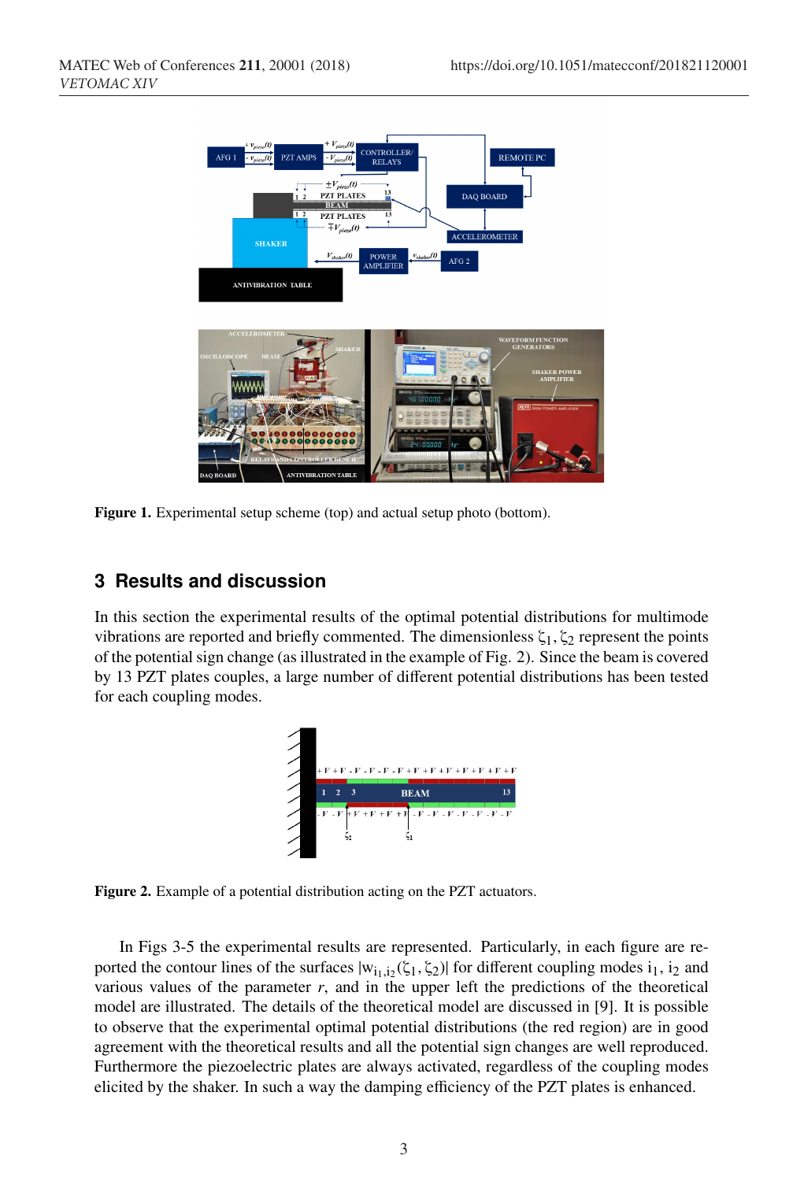Figure 1. Experimental setup scheme (top) and actual setup photo (bottom).

## 3 Results and discussion

In this section the experimental results of the optimal potential distributions for multimode vibrations are reported and briefly commented. The dimensionless $\zeta_1, \zeta_2$ represent the points of the potential sign change (as illustrated in the example of Fig. 2). Since the beam is covered by 13 PZT plates couples, a large number of different potential distributions has been tested for each coupling modes.

Figure 2. Example of a potential distribution acting on the PZT actuators.

In Figs 3-5 the experimental results are represented. Particularly, in each figure are reported the contour lines of the surfaces $|w_{i_1,i_2}(\zeta_1, \zeta_2)|$ for different coupling modes $i_1$, $i_2$ and various values of the parameter *r*, and in the upper left the predictions of the theoretical model are illustrated. The details of the theoretical model are discussed in [9]. It is possible to observe that the experimental optimal potential distributions (the red region) are in good agreement with the theoretical results and all the potential sign changes are well reproduced. Furthermore the piezoelectric plates are always activated, regardless of the coupling modes elicited by the shaker. In such a way the damping efficiency of the PZT plates is enhanced.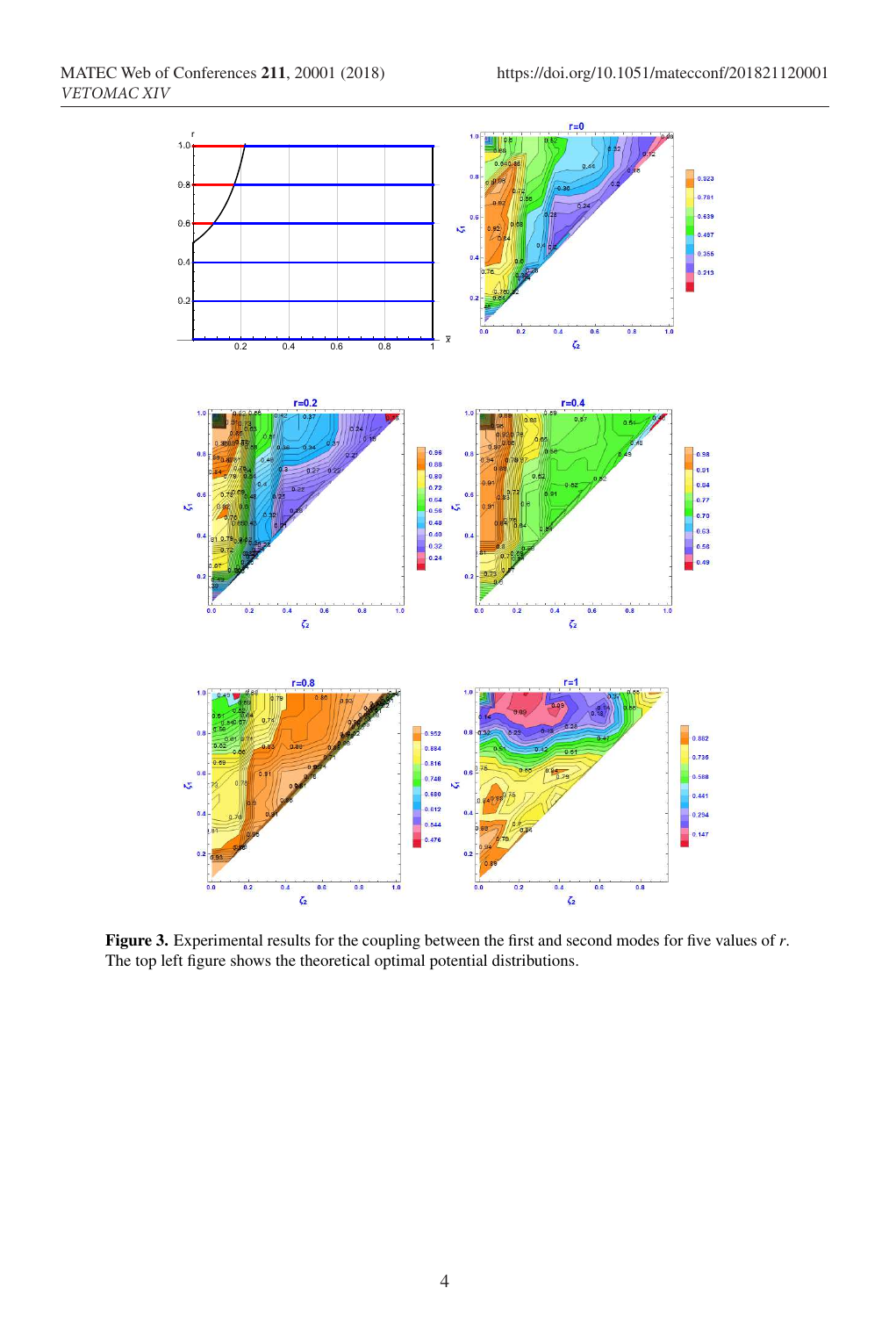**Figure 3.** Experimental results for the coupling between the first and second modes for five values of $r$. The top left figure shows the theoretical optimal potential distributions.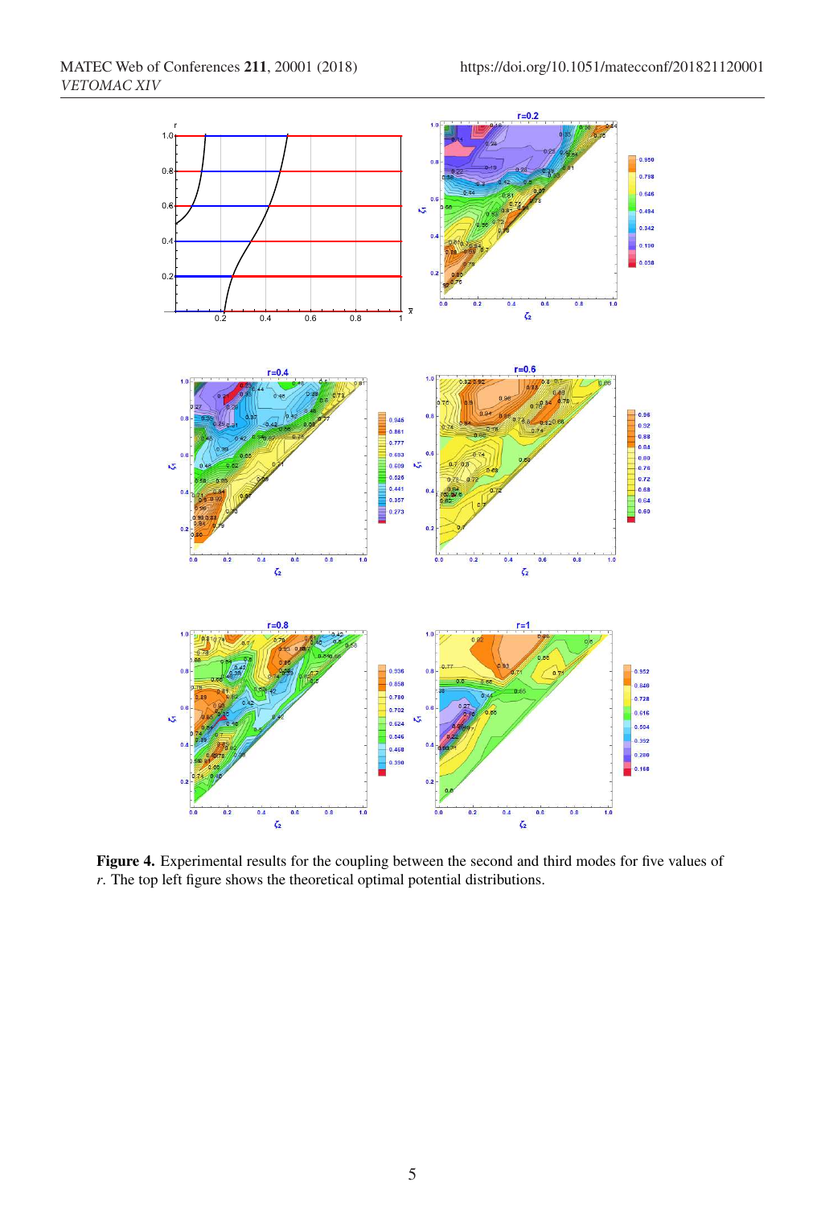**Figure 4.** Experimental results for the coupling between the second and third modes for five values of $r$. The top left figure shows the theoretical optimal potential distributions.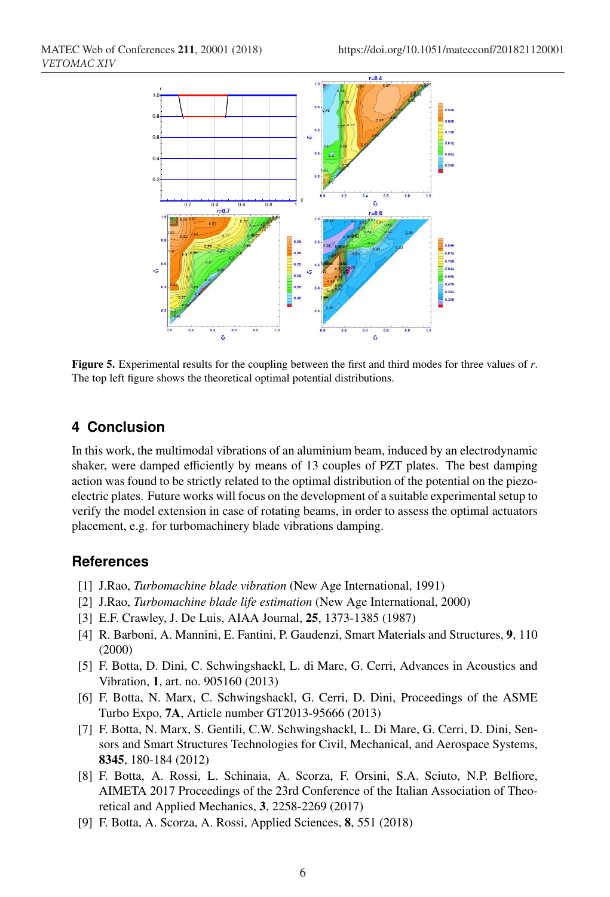Figure 5. Experimental results for the coupling between the first and third modes for three values of $r$. The top left figure shows the theoretical optimal potential distributions.

## 4 Conclusion

In this work, the multimodal vibrations of an aluminium beam, induced by an electrodynamic shaker, were damped efficiently by means of 13 couples of PZT plates. The best damping action was found to be strictly related to the optimal distribution of the potential on the piezoelectric plates. Future works will focus on the development of a suitable experimental setup to verify the model extension in case of rotating beams, in order to assess the optimal actuators placement, e.g. for turbomachinery blade vibrations damping.

## References

[1] J.Rao, *Turbomachine blade vibration* (New Age International, 1991)

[2] J.Rao, *Turbomachine blade life estimation* (New Age International, 2000)

[3] E.F. Crawley, J. De Luis, AIAA Journal, **25**, 1373-1385 (1987)

[4] R. Barboni, A. Mannini, E. Fantini, P. Gaudenzi, Smart Materials and Structures, **9**, 110 (2000)

[5] F. Botta, D. Dini, C. Schwingshackl, L. di Mare, G. Cerri, Advances in Acoustics and Vibration, **1**, art. no. 905160 (2013)

[6] F. Botta, N. Marx, C. Schwingshackl, G. Cerri, D. Dini, Proceedings of the ASME Turbo Expo, **7A**, Article number GT2013-95666 (2013)

[7] F. Botta, N. Marx, S. Gentili, C.W. Schwingshackl, L. Di Mare, G. Cerri, D. Dini, Sensors and Smart Structures Technologies for Civil, Mechanical, and Aerospace Systems, **8345**, 180-184 (2012)

[8] F. Botta, A. Rossi, L. Schinaia, A. Scorza, F. Orsini, S.A. Sciuto, N.P. Belfiore, AIMETA 2017 Proceedings of the 23rd Conference of the Italian Association of Theoretical and Applied Mechanics, **3**, 2258-2269 (2017)

[9] F. Botta, A. Scorza, A. Rossi, Applied Sciences, **8**, 551 (2018)